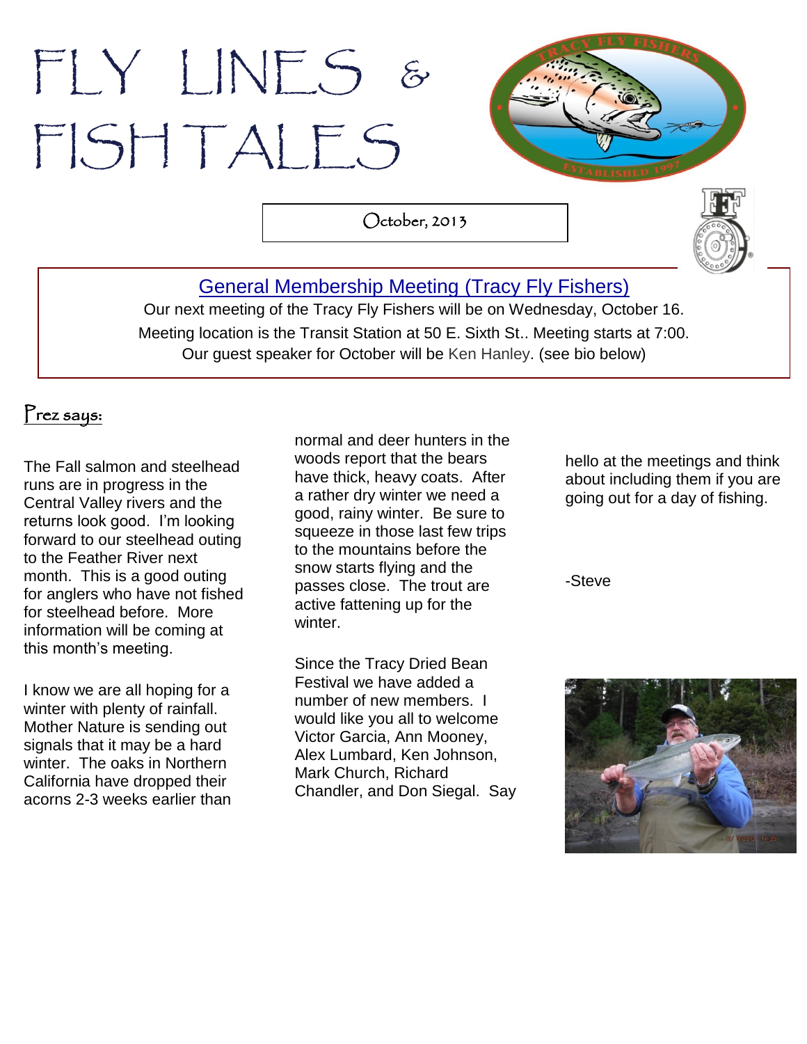# FLY LINES & FISHTALES

October, 2013

## General Membership Meeting (Tracy Fly Fishers)

Our next meeting of the Tracy Fly Fishers will be on Wednesday, October 16.
Meeting location is the Transit Station at 50 E. Sixth St.. Meeting starts at 7:00.
Our guest speaker for October will be Ken Hanley. (see bio below)

## Prez says:

The Fall salmon and steelhead runs are in progress in the Central Valley rivers and the returns look good. I'm looking forward to our steelhead outing to the Feather River next month. This is a good outing for anglers who have not fished for steelhead before. More information will be coming at this month's meeting.

I know we are all hoping for a winter with plenty of rainfall. Mother Nature is sending out signals that it may be a hard winter. The oaks in Northern California have dropped their acorns 2-3 weeks earlier than normal and deer hunters in the woods report that the bears have thick, heavy coats. After a rather dry winter we need a good, rainy winter. Be sure to squeeze in those last few trips to the mountains before the snow starts flying and the passes close. The trout are active fattening up for the winter.

Since the Tracy Dried Bean Festival we have added a number of new members. I would like you all to welcome Victor Garcia, Ann Mooney, Alex Lumbard, Ken Johnson, Mark Church, Richard Chandler, and Don Siegal. Say hello at the meetings and think about including them if you are going out for a day of fishing.

-Steve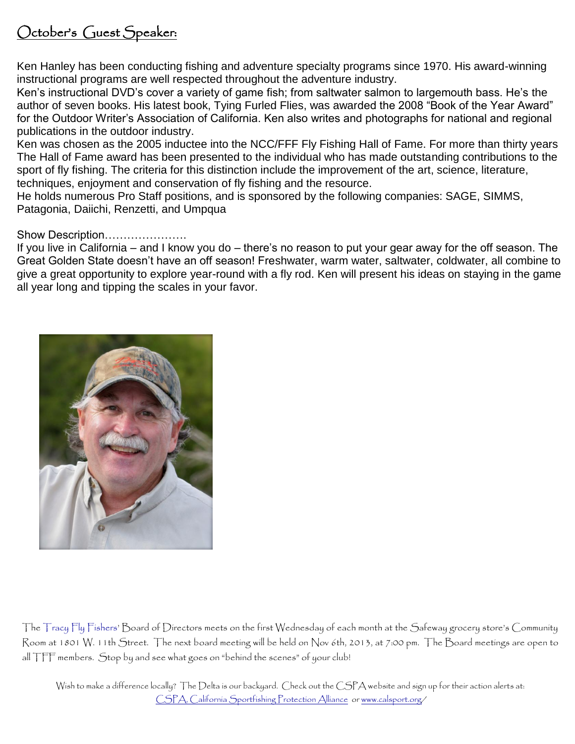## October's Guest Speaker:

Ken Hanley has been conducting fishing and adventure specialty programs since 1970. His award-winning instructional programs are well respected throughout the adventure industry.

Ken's instructional DVD's cover a variety of game fish; from saltwater salmon to largemouth bass. He's the author of seven books. His latest book, Tying Furled Flies, was awarded the 2008 "Book of the Year Award" for the Outdoor Writer's Association of California. Ken also writes and photographs for national and regional publications in the outdoor industry.

Ken was chosen as the 2005 inductee into the NCC/FFF Fly Fishing Hall of Fame. For more than thirty years The Hall of Fame award has been presented to the individual who has made outstanding contributions to the sport of fly fishing. The criteria for this distinction include the improvement of the art, science, literature, techniques, enjoyment and conservation of fly fishing and the resource.

He holds numerous Pro Staff positions, and is sponsored by the following companies: SAGE, SIMMS, Patagonia, Daiichi, Renzetti, and Umpqua

Show Description………………….

If you live in California – and I know you do – there's no reason to put your gear away for the off season. The Great Golden State doesn't have an off season! Freshwater, warm water, saltwater, coldwater, all combine to give a great opportunity to explore year-round with a fly rod. Ken will present his ideas on staying in the game all year long and tipping the scales in your favor.

The Tracy Fly Fishers' Board of Directors meets on the first Wednesday of each month at the Safeway grocery store's Community Room at 1801 W. 11th Street. The next board meeting will be held on Nov 6th, 2013, at 7:00 pm. The Board meetings are open to all TFF members. Stop by and see what goes on "behind the scenes" of your club!

Wish to make a difference locally? The Delta is our backyard. Check out the CSPA website and sign up for their action alerts at: CSPA, California Sportfishing Protection Alliance or www.calsport.org/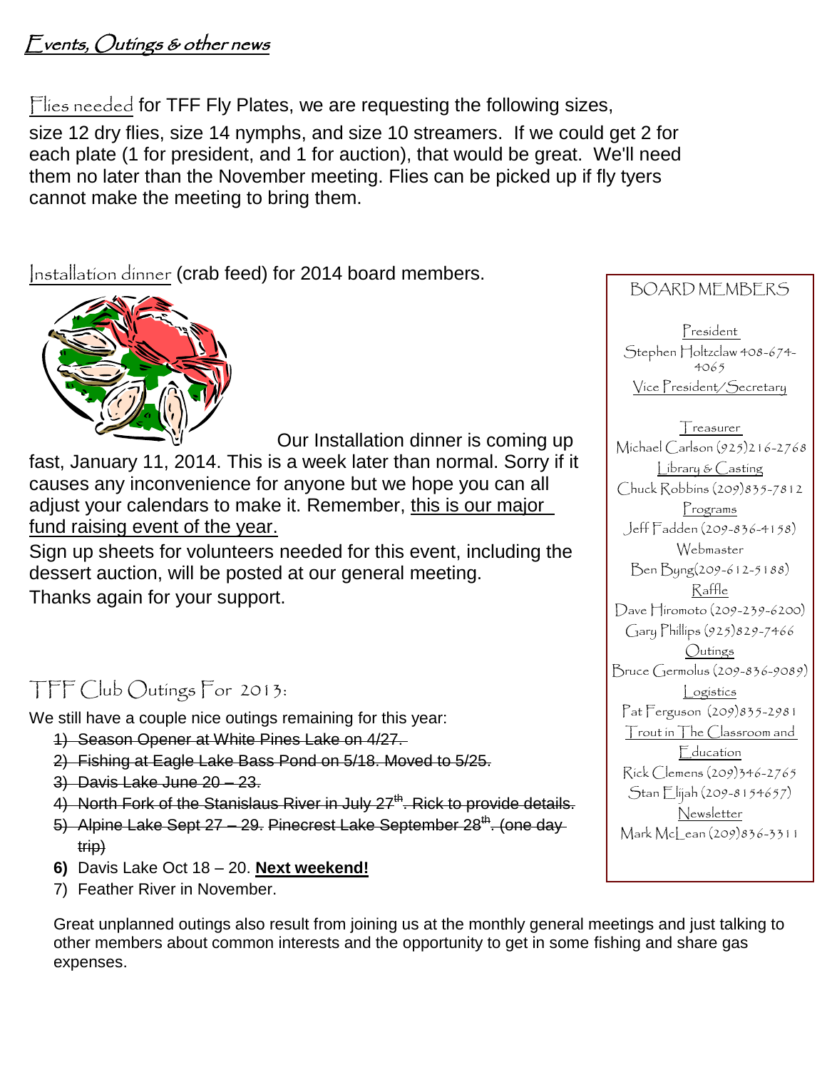## Events, Outings & other news

Flies needed for TFF Fly Plates, we are requesting the following sizes, size 12 dry flies, size 14 nymphs, and size 10 streamers. If we could get 2 for each plate (1 for president, and 1 for auction), that would be great. We'll need them no later than the November meeting. Flies can be picked up if fly tyers cannot make the meeting to bring them.

Installation dinner (crab feed) for 2014 board members.

Our Installation dinner is coming up fast, January 11, 2014. This is a week later than normal. Sorry if it causes any inconvenience for anyone but we hope you can all adjust your calendars to make it. Remember, this is our major fund raising event of the year.

Sign up sheets for volunteers needed for this event, including the dessert auction, will be posted at our general meeting.

Thanks again for your support.

### TFF Club Outings For 2013:

We still have a couple nice outings remaining for this year:

1) ~~Season Opener at White Pines Lake on 4/27.~~
2) ~~Fishing at Eagle Lake Bass Pond on 5/18. Moved to 5/25.~~
3) ~~Davis Lake June 20 – 23.~~
4) ~~North Fork of the Stanislaus River in July 27th. Rick to provide details.~~
5) ~~Alpine Lake Sept 27 – 29. Pinecrest Lake September 28th. (one day trip)~~
6) Davis Lake Oct 18 – 20. **Next weekend!**
7) Feather River in November.

Great unplanned outings also result from joining us at the monthly general meetings and just talking to other members about common interests and the opportunity to get in some fishing and share gas expenses.

### BOARD MEMBERS

President
Stephen Holtzclaw 408-674-4065

Vice President/Secretary

Treasurer
Michael Carlson (925)216-2768

Library & Casting
Chuck Robbins (209)835-7812

Programs
Jeff Fadden (209-836-4158)

Webmaster
Ben Byng(209-612-5188)

Raffle
Dave Hiromoto (209-239-6200)
Gary Phillips (925)829-7466

Outings
Bruce Germolus (209-836-9089)

Logistics
Pat Ferguson (209)835-2981

Trout in The Classroom and Education
Rick Clemens (209)346-2765
Stan Elijah (209-8154657)

Newsletter
Mark McLean (209)836-3311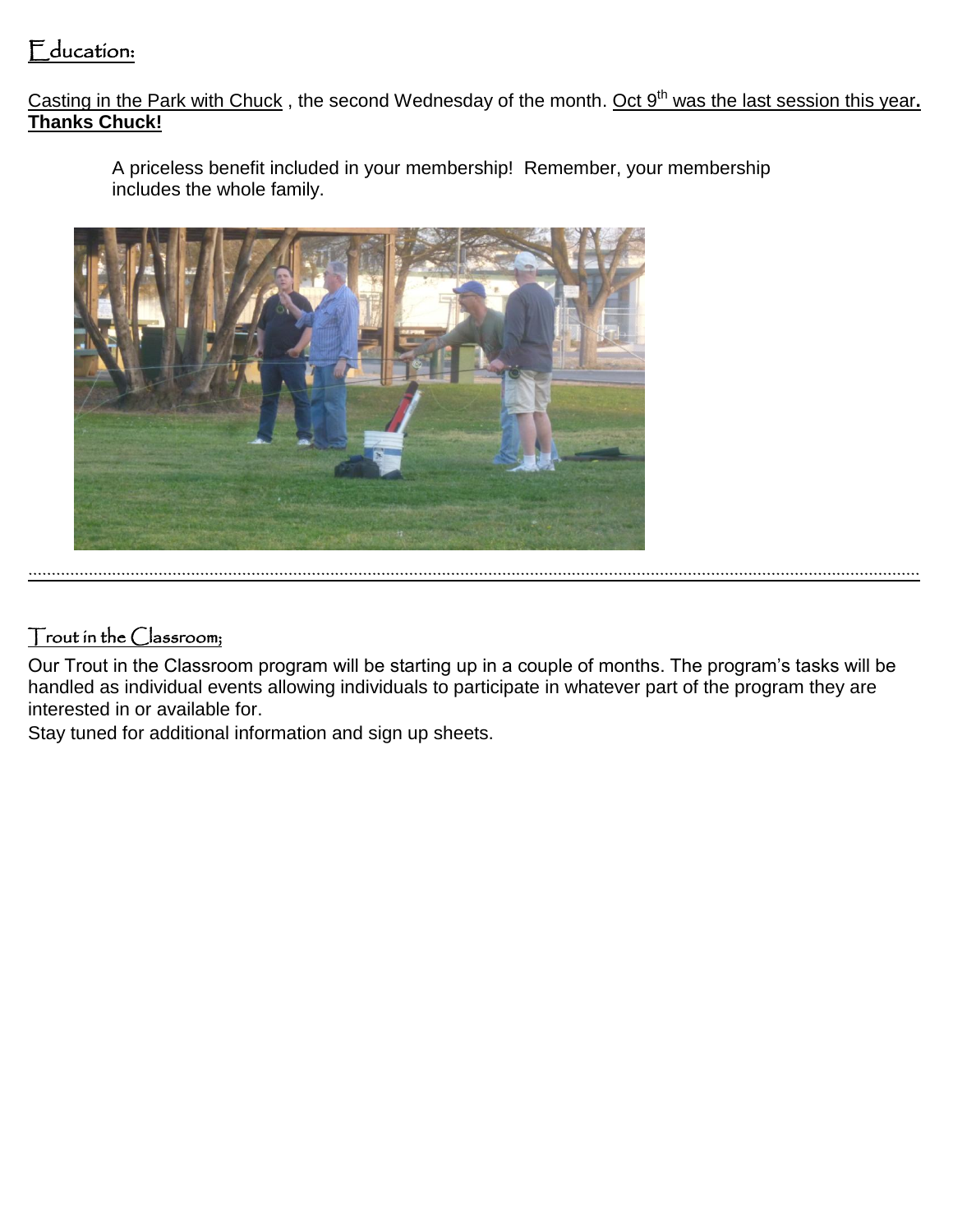## Education:

Casting in the Park with Chuck , the second Wednesday of the month. Oct 9th was the last session this year. **Thanks Chuck!**

A priceless benefit included in your membership! Remember, your membership includes the whole family.

---

## Trout in the Classroom;

Our Trout in the Classroom program will be starting up in a couple of months. The program's tasks will be handled as individual events allowing individuals to participate in whatever part of the program they are interested in or available for.

Stay tuned for additional information and sign up sheets.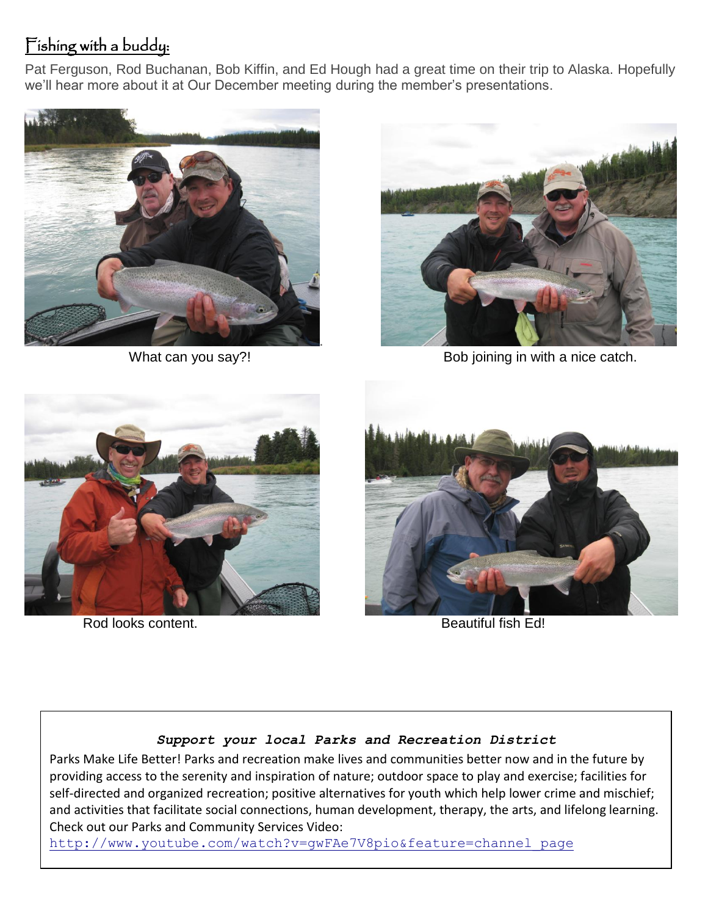## Fishing with a buddy:

Pat Ferguson, Rod Buchanan, Bob Kiffin, and Ed Hough had a great time on their trip to Alaska. Hopefully we'll hear more about it at Our December meeting during the member's presentations.

What can you say?!

Bob joining in with a nice catch.

Rod looks content.

Beautiful fish Ed!

***Support your local Parks and Recreation District***

Parks Make Life Better! Parks and recreation make lives and communities better now and in the future by providing access to the serenity and inspiration of nature; outdoor space to play and exercise; facilities for self-directed and organized recreation; positive alternatives for youth which help lower crime and mischief; and activities that facilitate social connections, human development, therapy, the arts, and lifelong learning. Check out our Parks and Community Services Video:
http://www.youtube.com/watch?v=gwFAe7V8pio&feature=channel_page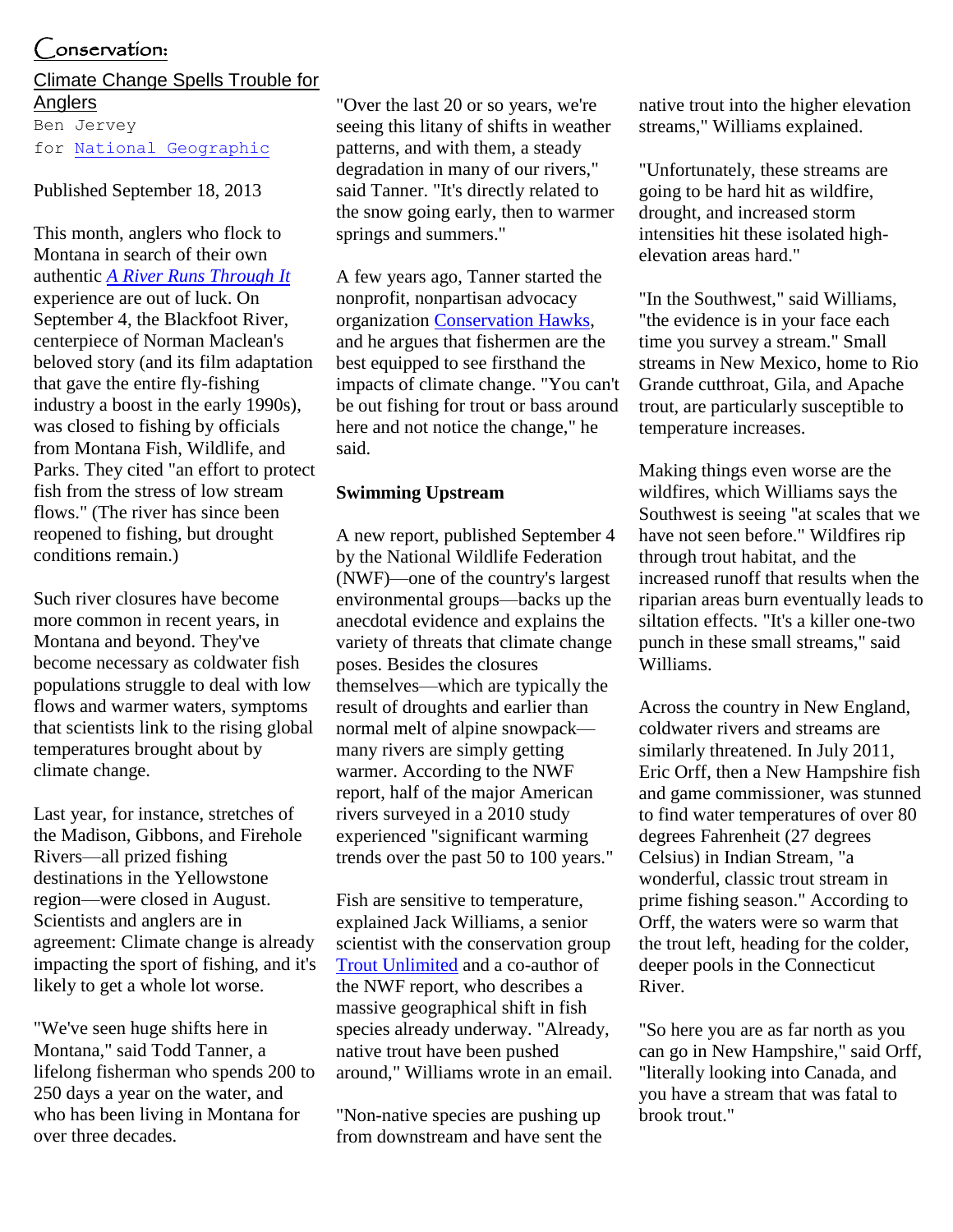# Conservation:

## Climate Change Spells Trouble for Anglers

Ben Jervey
for National Geographic

Published September 18, 2013

This month, anglers who flock to Montana in search of their own authentic *A River Runs Through It* experience are out of luck. On September 4, the Blackfoot River, centerpiece of Norman Maclean's beloved story (and its film adaptation that gave the entire fly-fishing industry a boost in the early 1990s), was closed to fishing by officials from Montana Fish, Wildlife, and Parks. They cited "an effort to protect fish from the stress of low stream flows." (The river has since been reopened to fishing, but drought conditions remain.)

Such river closures have become more common in recent years, in Montana and beyond. They've become necessary as coldwater fish populations struggle to deal with low flows and warmer waters, symptoms that scientists link to the rising global temperatures brought about by climate change.

Last year, for instance, stretches of the Madison, Gibbons, and Firehole Rivers—all prized fishing destinations in the Yellowstone region—were closed in August. Scientists and anglers are in agreement: Climate change is already impacting the sport of fishing, and it's likely to get a whole lot worse.

"We've seen huge shifts here in Montana," said Todd Tanner, a lifelong fisherman who spends 200 to 250 days a year on the water, and who has been living in Montana for over three decades.

"Over the last 20 or so years, we're seeing this litany of shifts in weather patterns, and with them, a steady degradation in many of our rivers," said Tanner. "It's directly related to the snow going early, then to warmer springs and summers."

A few years ago, Tanner started the nonprofit, nonpartisan advocacy organization Conservation Hawks, and he argues that fishermen are the best equipped to see firsthand the impacts of climate change. "You can't be out fishing for trout or bass around here and not notice the change," he said.

**Swimming Upstream**

A new report, published September 4 by the National Wildlife Federation (NWF)—one of the country's largest environmental groups—backs up the anecdotal evidence and explains the variety of threats that climate change poses. Besides the closures themselves—which are typically the result of droughts and earlier than normal melt of alpine snowpack—many rivers are simply getting warmer. According to the NWF report, half of the major American rivers surveyed in a 2010 study experienced "significant warming trends over the past 50 to 100 years."

Fish are sensitive to temperature, explained Jack Williams, a senior scientist with the conservation group Trout Unlimited and a co-author of the NWF report, who describes a massive geographical shift in fish species already underway. "Already, native trout have been pushed around," Williams wrote in an email.

"Non-native species are pushing up from downstream and have sent the native trout into the higher elevation streams," Williams explained.

"Unfortunately, these streams are going to be hard hit as wildfire, drought, and increased storm intensities hit these isolated high-elevation areas hard."

"In the Southwest," said Williams, "the evidence is in your face each time you survey a stream." Small streams in New Mexico, home to Rio Grande cutthroat, Gila, and Apache trout, are particularly susceptible to temperature increases.

Making things even worse are the wildfires, which Williams says the Southwest is seeing "at scales that we have not seen before." Wildfires rip through trout habitat, and the increased runoff that results when the riparian areas burn eventually leads to siltation effects. "It's a killer one-two punch in these small streams," said Williams.

Across the country in New England, coldwater rivers and streams are similarly threatened. In July 2011, Eric Orff, then a New Hampshire fish and game commissioner, was stunned to find water temperatures of over 80 degrees Fahrenheit (27 degrees Celsius) in Indian Stream, "a wonderful, classic trout stream in prime fishing season." According to Orff, the waters were so warm that the trout left, heading for the colder, deeper pools in the Connecticut River.

"So here you are as far north as you can go in New Hampshire," said Orff, "literally looking into Canada, and you have a stream that was fatal to brook trout."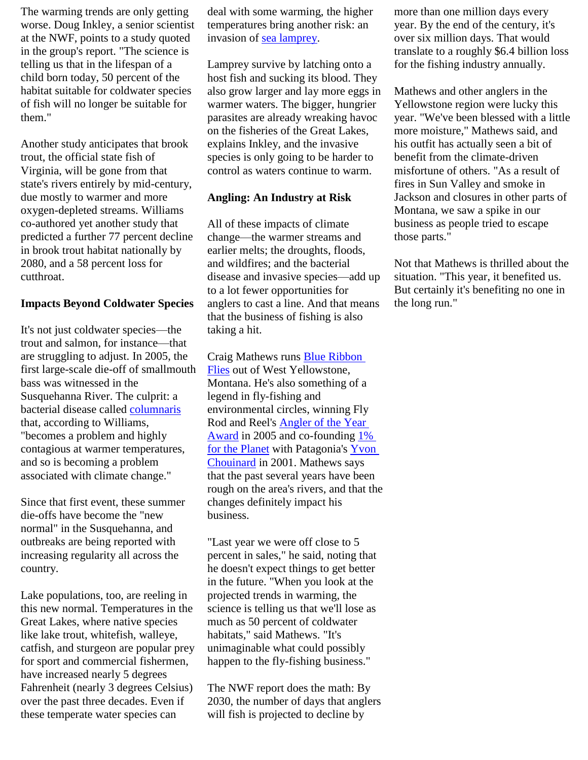The warming trends are only getting worse. Doug Inkley, a senior scientist at the NWF, points to a study quoted in the group's report. "The science is telling us that in the lifespan of a child born today, 50 percent of the habitat suitable for coldwater species of fish will no longer be suitable for them."

Another study anticipates that brook trout, the official state fish of Virginia, will be gone from that state's rivers entirely by mid-century, due mostly to warmer and more oxygen-depleted streams. Williams co-authored yet another study that predicted a further 77 percent decline in brook trout habitat nationally by 2080, and a 58 percent loss for cutthroat.

**Impacts Beyond Coldwater Species**

It's not just coldwater species—the trout and salmon, for instance—that are struggling to adjust. In 2005, the first large-scale die-off of smallmouth bass was witnessed in the Susquehanna River. The culprit: a bacterial disease called [columnaris]() that, according to Williams, "becomes a problem and highly contagious at warmer temperatures, and so is becoming a problem associated with climate change."

Since that first event, these summer die-offs have become the "new normal" in the Susquehanna, and outbreaks are being reported with increasing regularity all across the country.

Lake populations, too, are reeling in this new normal. Temperatures in the Great Lakes, where native species like lake trout, whitefish, walleye, catfish, and sturgeon are popular prey for sport and commercial fishermen, have increased nearly 5 degrees Fahrenheit (nearly 3 degrees Celsius) over the past three decades. Even if these temperate water species can deal with some warming, the higher temperatures bring another risk: an invasion of [sea lamprey]().

Lamprey survive by latching onto a host fish and sucking its blood. They also grow larger and lay more eggs in warmer waters. The bigger, hungrier parasites are already wreaking havoc on the fisheries of the Great Lakes, explains Inkley, and the invasive species is only going to be harder to control as waters continue to warm.

**Angling: An Industry at Risk**

All of these impacts of climate change—the warmer streams and earlier melts; the droughts, floods, and wildfires; and the bacterial disease and invasive species—add up to a lot fewer opportunities for anglers to cast a line. And that means that the business of fishing is also taking a hit.

Craig Mathews runs [Blue Ribbon Flies]() out of West Yellowstone, Montana. He's also something of a legend in fly-fishing and environmental circles, winning Fly Rod and Reel's [Angler of the Year Award]() in 2005 and co-founding [1% for the Planet]() with Patagonia's [Yvon Chouinard]() in 2001. Mathews says that the past several years have been rough on the area's rivers, and that the changes definitely impact his business.

"Last year we were off close to 5 percent in sales," he said, noting that he doesn't expect things to get better in the future. "When you look at the projected trends in warming, the science is telling us that we'll lose as much as 50 percent of coldwater habitats," said Mathews. "It's unimaginable what could possibly happen to the fly-fishing business."

The NWF report does the math: By 2030, the number of days that anglers will fish is projected to decline by more than one million days every year. By the end of the century, it's over six million days. That would translate to a roughly $6.4 billion loss for the fishing industry annually.

Mathews and other anglers in the Yellowstone region were lucky this year. "We've been blessed with a little more moisture," Mathews said, and his outfit has actually seen a bit of benefit from the climate-driven misfortune of others. "As a result of fires in Sun Valley and smoke in Jackson and closures in other parts of Montana, we saw a spike in our business as people tried to escape those parts."

Not that Mathews is thrilled about the situation. "This year, it benefited us. But certainly it's benefiting no one in the long run."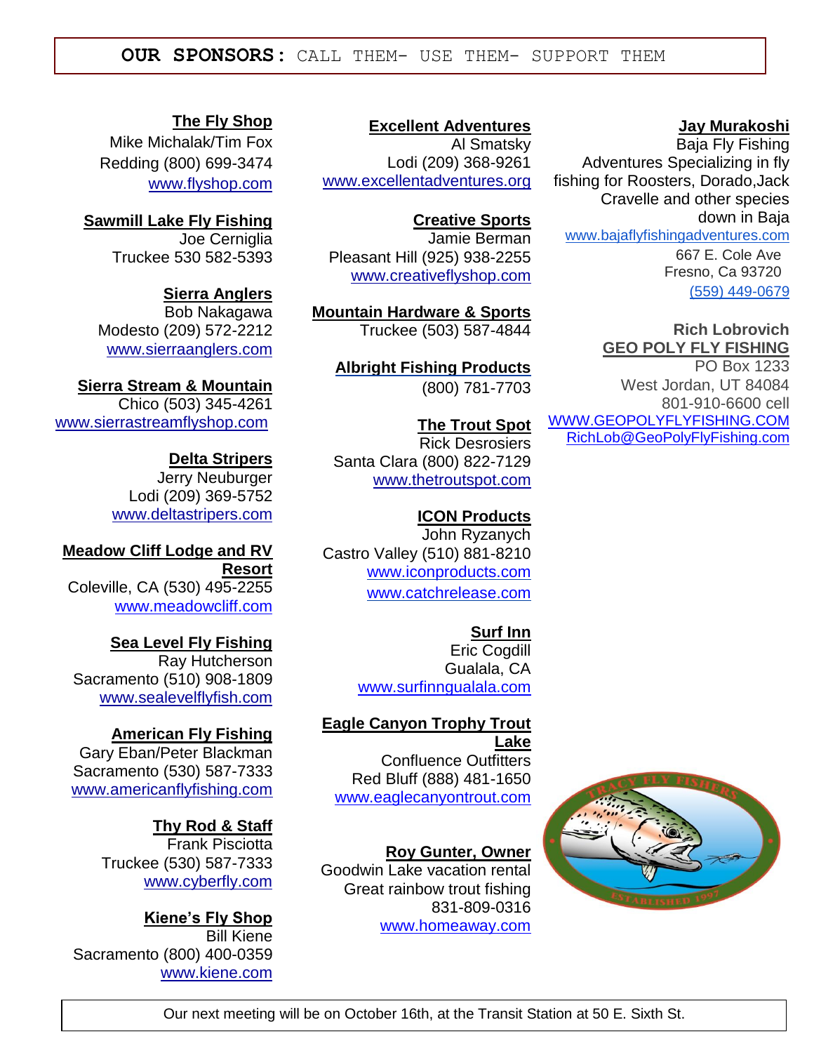**OUR SPONSORS:** CALL THEM- USE THEM- SUPPORT THEM

**The Fly Shop**
Mike Michalak/Tim Fox
Redding (800) 699-3474
www.flyshop.com

**Sawmill Lake Fly Fishing**
Joe Cerniglia
Truckee 530 582-5393

**Sierra Anglers**
Bob Nakagawa
Modesto (209) 572-2212
www.sierraanglers.com

**Sierra Stream & Mountain**
Chico (503) 345-4261
www.sierrastreamflyshop.com

**Delta Stripers**
Jerry Neuburger
Lodi (209) 369-5752
www.deltastripers.com

**Meadow Cliff Lodge and RV Resort**
Coleville, CA (530) 495-2255
www.meadowcliff.com

**Sea Level Fly Fishing**
Ray Hutcherson
Sacramento (510) 908-1809
www.sealevelflyfish.com

**American Fly Fishing**
Gary Eban/Peter Blackman
Sacramento (530) 587-7333
www.americanflyfishing.com

**Thy Rod & Staff**
Frank Pisciotta
Truckee (530) 587-7333
www.cyberfly.com

**Kiene's Fly Shop**
Bill Kiene
Sacramento (800) 400-0359
www.kiene.com

**Excellent Adventures**
Al Smatsky
Lodi (209) 368-9261
www.excellentadventures.org

**Creative Sports**
Jamie Berman
Pleasant Hill (925) 938-2255
www.creativeflyshop.com

**Mountain Hardware & Sports**
Truckee (503) 587-4844

**Albright Fishing Products**
(800) 781-7703

**The Trout Spot**
Rick Desrosiers
Santa Clara (800) 822-7129
www.thetroutspot.com

**ICON Products**
John Ryzanych
Castro Valley (510) 881-8210
www.iconproducts.com
www.catchrelease.com

**Surf Inn**
Eric Cogdill
Gualala, CA
www.surfinngualala.com

**Eagle Canyon Trophy Trout Lake**
Confluence Outfitters
Red Bluff (888) 481-1650
www.eaglecanyontrout.com

**Roy Gunter, Owner**
Goodwin Lake vacation rental
Great rainbow trout fishing
831-809-0316
www.homeaway.com

**Jay Murakoshi**
Baja Fly Fishing
Adventures Specializing in fly fishing for Roosters, Dorado,Jack Cravelle and other species down in Baja
www.bajaflyfishingadventures.com
667 E. Cole Ave
Fresno, Ca 93720
(559) 449-0679

**Rich Lobrovich**
**GEO POLY FLY FISHING**
PO Box 1233
West Jordan, UT 84084
801-910-6600 cell
WWW.GEOPOLYFLYFISHING.COM
RichLob@GeoPolyFlyFishing.com

Our next meeting will be on October 16th, at the Transit Station at 50 E. Sixth St.